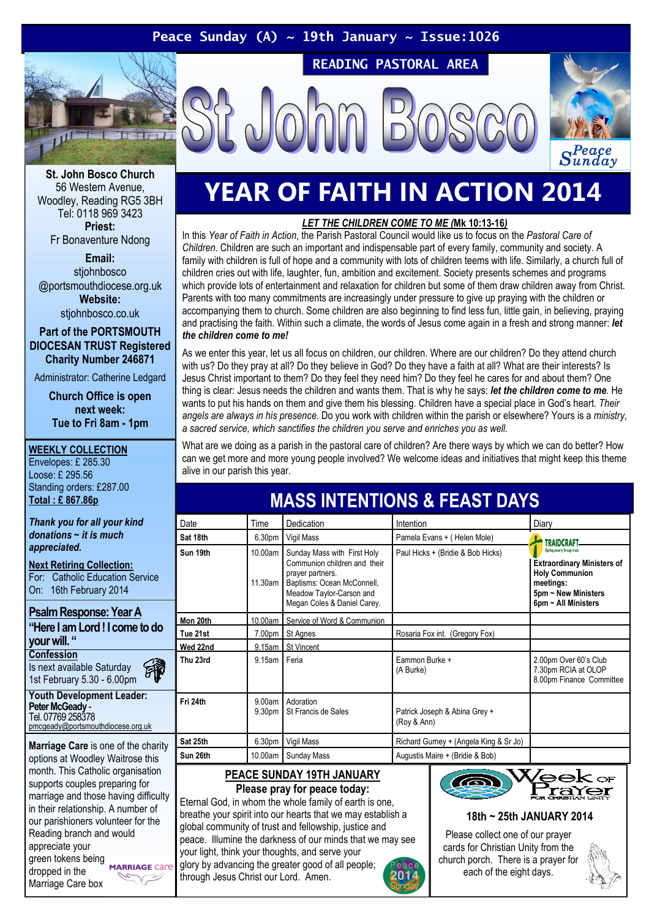Peace Sunday (A) ~ 19th January ~ Issue:1026

READING PASTORAL AREA

# St John Bosco

Peace Sunday

St. John Bosco Church
56 Western Avenue,
Woodley, Reading RG5 3BH
Tel: 0118 969 3423

**Priest:**
Fr Bonaventure Ndong

**Email:**
stjohnbosco
@portsmouthdiocese.org.uk

**Website:**
stjohnbosco.co.uk

**Part of the PORTSMOUTH DIOCESAN TRUST Registered Charity Number 246871**

Administrator: Catherine Ledgard

**Church Office is open next week:**
**Tue to Fri 8am - 1pm**

**WEEKLY COLLECTION**
Envelopes: £ 285.30
Loose: £ 295.56
Standing orders: £287.00
**Total : £ 867.86p**

***Thank you for all your kind donations ~ it is much appreciated.***

**Next Retiring Collection:**
For: Catholic Education Service
On: 16th February 2014

**Psalm Response: Year A**
**"Here I am Lord ! I come to do your will. "**

**Confession**
Is next available Saturday
1st February 5.30 - 6.00pm

**Youth Development Leader:**
**Peter McGeady** -
Tel. 07769 258378
pmcgeady@portsmouthdiocese.org.uk

**Marriage Care** is one of the charity options at Woodley Waitrose this month. This Catholic organisation supports couples preparing for marriage and those having difficulty in their relationship. A number of our parishioners volunteer for the Reading branch and would appreciate your green tokens being dropped in the Marriage Care box

MARRIAGE care

# YEAR OF FAITH IN ACTION 2014

***LET THE CHILDREN COME TO ME* (Mk 10:13-16)**

In this *Year of Faith in Action*, the Parish Pastoral Council would like us to focus on the *Pastoral Care of Children.* Children are such an important and indispensable part of every family, community and society. A family with children is full of hope and a community with lots of children teems with life. Similarly, a church full of children cries out with life, laughter, fun, ambition and excitement. Society presents schemes and programs which provide lots of entertainment and relaxation for children but some of them draw children away from Christ. Parents with too many commitments are increasingly under pressure to give up praying with the children or accompanying them to church. Some children are also beginning to find less fun, little gain, in believing, praying and practising the faith. Within such a climate, the words of Jesus come again in a fresh and strong manner: ***let the children come to me!***

As we enter this year, let us all focus on children, our children. Where are our children? Do they attend church with us? Do they pray at all? Do they believe in God? Do they have a faith at all? What are their interests? Is Jesus Christ important to them? Do they feel they need him? Do they feel he cares for and about them? One thing is clear: Jesus needs the children and wants them. That is why he says: ***let the children come to me***. He wants to put his hands on them and give them his blessing. Children have a special place in God's heart. *Their angels are always in his presence.* Do you work with children within the parish or elsewhere? Yours is a *ministry, a sacred service, which sanctifies the children you serve and enriches you as well.*

What are we doing as a parish in the pastoral care of children? Are there ways by which we can do better? How can we get more and more young people involved? We welcome ideas and initiatives that might keep this theme alive in our parish this year.

## MASS INTENTIONS & FEAST DAYS

| Date | Time | Dedication | Intention | Diary |
|---|---|---|---|---|
| **Sat 18th** | 6.30pm | Vigil Mass | Pamela Evans + ( Helen Mole) | TRAIDCRAFT |
| **Sun 19th** | 10.00am<br>11.30am | Sunday Mass with First Holy Communion children and their prayer partners.<br>Baptisms: Ocean McConnell, Meadow Taylor-Carson and Megan Coles & Daniel Carey. | Paul Hicks + (Bridie & Bob Hicks) | **Extraordinary Ministers of Holy Communion meetings:**<br>**5pm ~ New Ministers**<br>**6pm ~ All Ministers** |
| **Mon 20th** | 10.00am | Service of Word & Communion | | |
| **Tue 21st** | 7.00pm | St Agnes | Rosaria Fox int. (Gregory Fox) | |
| **Wed 22nd** | 9.15am | St Vincent | | |
| **Thu 23rd** | 9.15am | Feria | Eammon Burke + (A Burke) | 2.00pm Over 60's Club<br>7.30pm RCIA at OLOP<br>8.00pm Finance Committee |
| **Fri 24th** | 9.00am<br>9.30pm | Adoration<br>St Francis de Sales | Patrick Joseph & Abina Grey + (Roy & Ann) | |
| **Sat 25th** | 6.30pm | Vigil Mass | Richard Gurney + (Angela King & Sr Jo) | |
| **Sun 26th** | 10.00am | Sunday Mass | Augustis Maire + (Bridie & Bob) | |

**PEACE SUNDAY 19TH JANUARY**

**Please pray for peace today:**

Eternal God, in whom the whole family of earth is one, breathe your spirit into our hearts that we may establish a global community of trust and fellowship, justice and peace. Illumine the darkness of our minds that we may see your light, think your thoughts, and serve your glory by advancing the greater good of all people; through Jesus Christ our Lord. Amen.

Week of Prayer for Christian Unity

**18th ~ 25th JANUARY 2014**

Please collect one of our prayer cards for Christian Unity from the church porch. There is a prayer for each of the eight days.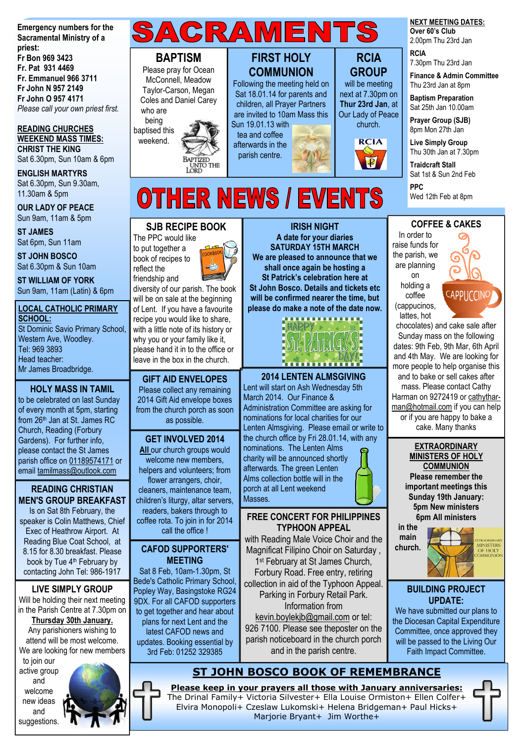**Emergency numbers for the Sacramental Ministry of a priest:**
**Fr Bon 969 3423**
**Fr. Pat 931 4469**
**Fr. Emmanuel 966 3711**
**Fr John N 957 2149**
**Fr John O 957 4171**
*Please call your own priest first.*

**READING CHURCHES WEEKEND MASS TIMES:**

**CHRIST THE KING**
Sat 6.30pm, Sun 10am & 6pm

**ENGLISH MARTYRS**
Sat 6.30pm, Sun 9.30am, 11.30am & 5pm

**OUR LADY OF PEACE**
Sun 9am, 11am & 5pm

**ST JAMES**
Sat 6pm, Sun 11am

**ST JOHN BOSCO**
Sat 6.30pm & Sun 10am

**ST WILLIAM OF YORK**
Sun 9am, 11am (Latin) & 6pm

**LOCAL CATHOLIC PRIMARY SCHOOL:**
St Dominic Savio Primary School, Western Ave, Woodley.
Tel: 969 3893
Head teacher:
Mr James Broadbridge.

## HOLY MASS IN TAMIL

to be celebrated on last Sunday of every month at 5pm, starting from 26th Jan at St. James RC Church, Reading (Forbury Gardens). For further info, please contact the St James parish office on 01189574171 or email tamilmass@outlook.com

## READING CHRISTIAN MEN'S GROUP BREAKFAST

Is on Sat 8th February, the speaker is Colin Matthews, Chief Exec of Heathrow Airport. At Reading Blue Coat School, at 8.15 for 8.30 breakfast. Please book by Tue 4th February by contacting John Tel: 986-1917

## LIVE SIMPLY GROUP

Will be holding their next meeting in the Parish Centre at 7.30pm on **Thursday 30th January.** Any parishioners wishing to attend will be most welcome. We are looking for new members to join our active group and welcome new ideas and suggestions.

# SACRAMENTS

## BAPTISM

Please pray for Ocean McConnell, Meadow Taylor-Carson, Megan Coles and Daniel Carey who are being baptised this weekend.

## FIRST HOLY COMMUNION

Following the meeting held on Sat 18.01.14 for parents and children, all Prayer Partners are invited to 10am Mass this Sun 19.01.13 with tea and coffee afterwards in the parish centre.

## RCIA GROUP

will be meeting next at 7.30pm on **Thur 23rd Jan**, at Our Lady of Peace church.

**NEXT MEETING DATES:**

**Over 60's Club**
2.00pm Thu 23rd Jan

**RCIA**
7.30pm Thu 23rd Jan

**Finance & Admin Committee**
Thu 23rd Jan at 8pm

**Baptism Preparation**
Sat 25th Jan 10.00am

**Prayer Group (SJB)**
8pm Mon 27th Jan

**Live Simply Group**
Thu 30th Jan at 7.30pm

**Traidcraft Stall**
Sat 1st & Sun 2nd Feb

**PPC**
Wed 12th Feb at 8pm

# OTHER NEWS / EVENTS

## SJB RECIPE BOOK

The PPC would like to put together a book of recipes to reflect the friendship and diversity of our parish. The book will be on sale at the beginning of Lent. If you have a favourite recipe you would like to share, with a little note of its history or why you or your family like it, please hand it in to the office or leave in the box in the church.

## IRISH NIGHT

**A date for your diaries**
**SATURDAY 15TH MARCH**
**We are pleased to announce that we shall once again be hosting a St Patrick's celebration here at St John Bosco. Details and tickets etc will be confirmed nearer the time, but please do make a note of the date now.**

## COFFEE & CAKES

In order to raise funds for the parish, we are planning on holding a coffee (cappucinos, lattes, hot chocolates) and cake sale after Sunday mass on the following dates: 9th Feb, 9th Mar, 6th April and 4th May. We are looking for more people to help organise this and to bake or sell cakes after mass. Please contact Cathy Harman on 9272419 or cathytharman@hotmail.com if you can help or if you are happy to bake a cake. Many thanks

## GIFT AID ENVELOPES

Please collect any remaining 2014 Gift Aid envelope boxes from the church porch as soon as possible.

## GET INVOLVED 2014

**All** our church groups would welcome new members, helpers and volunteers; from flower arrangers, choir, cleaners, maintenance team, children's liturgy, altar servers, readers, bakers through to coffee rota. To join in for 2014 call the office !

## CAFOD SUPPORTERS' MEETING

Sat 8 Feb, 10am-1.30pm, St Bede's Catholic Primary School, Popley Way, Basingstoke RG24 9DX. For all CAFOD supporters to get together and hear about plans for next Lent and the latest CAFOD news and updates. Booking essential by 3rd Feb: 01252 329385

## 2014 LENTEN ALMSGIVING

Lent will start on Ash Wednesday 5th March 2014. Our Finance & Administration Committee are asking for nominations for local charities for our Lenten Almsgiving. Please email or write to the church office by Fri 28.01.14, with any nominations. The Lenten Alms charity will be announced shortly afterwards. The green Lenten Alms collection bottle will in the porch at all Lent weekend Masses.

## FREE CONCERT FOR PHILIPPINES TYPHOON APPEAL

with Reading Male Voice Choir and the Magnificat Filipino Choir on Saturday , 1st February at St James Church, Forbury Road. Free entry, retiring collection in aid of the Typhoon Appeal. Parking in Forbury Retail Park. Information from kevin.boylekjb@gmail.com or tel: 926 7100. Please see the poster on the parish noticeboard in the church porch and in the parish centre.

## EXTRAORDINARY MINISTERS OF HOLY COMMUNION

**Please remember the important meetings this Sunday 19th January:**
**5pm New ministers**
**6pm All ministers**
**in the main church.**

## BUILDING PROJECT UPDATE:

We have submitted our plans to the Diocesan Capital Expenditure Committee, once approved they will be passed to the Living Our Faith Impact Committee.

## ST JOHN BOSCO BOOK OF REMEMBRANCE

**Please keep in your prayers all those with January anniversaries:**
The Drinal Family+ Victoria Silvester+ Ella Louise Ormiston+ Ellen Colfer+ Elvira Monopoli+ Czeslaw Lukomski+ Helena Bridgeman+ Paul Hicks+ Marjorie Bryant+ Jim Worthe+